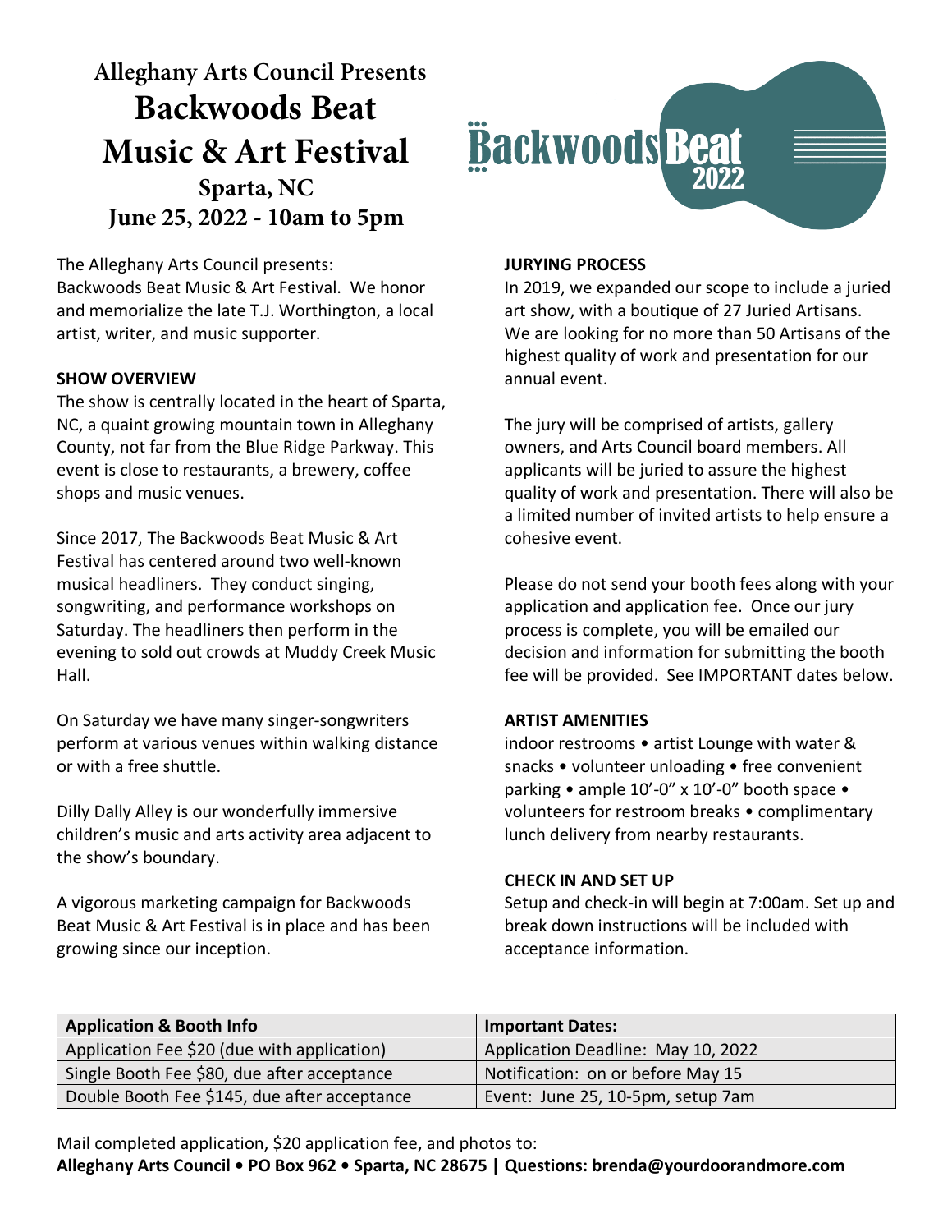# Alleghany Arts Council Presents
# Backwoods Beat Music & Art Festival
## Sparta, NC
## June 25, 2022 - 10am to 5pm

Backwoods Beat 2022

The Alleghany Arts Council presents: Backwoods Beat Music & Art Festival. We honor and memorialize the late T.J. Worthington, a local artist, writer, and music supporter.

**SHOW OVERVIEW**

The show is centrally located in the heart of Sparta, NC, a quaint growing mountain town in Alleghany County, not far from the Blue Ridge Parkway. This event is close to restaurants, a brewery, coffee shops and music venues.

Since 2017, The Backwoods Beat Music & Art Festival has centered around two well-known musical headliners. They conduct singing, songwriting, and performance workshops on Saturday. The headliners then perform in the evening to sold out crowds at Muddy Creek Music Hall.

On Saturday we have many singer-songwriters perform at various venues within walking distance or with a free shuttle.

Dilly Dally Alley is our wonderfully immersive children's music and arts activity area adjacent to the show's boundary.

A vigorous marketing campaign for Backwoods Beat Music & Art Festival is in place and has been growing since our inception.

**JURYING PROCESS**

In 2019, we expanded our scope to include a juried art show, with a boutique of 27 Juried Artisans. We are looking for no more than 50 Artisans of the highest quality of work and presentation for our annual event.

The jury will be comprised of artists, gallery owners, and Arts Council board members. All applicants will be juried to assure the highest quality of work and presentation. There will also be a limited number of invited artists to help ensure a cohesive event.

Please do not send your booth fees along with your application and application fee. Once our jury process is complete, you will be emailed our decision and information for submitting the booth fee will be provided. See IMPORTANT dates below.

**ARTIST AMENITIES**

indoor restrooms • artist Lounge with water & snacks • volunteer unloading • free convenient parking • ample 10'-0" x 10'-0" booth space • volunteers for restroom breaks • complimentary lunch delivery from nearby restaurants.

**CHECK IN AND SET UP**

Setup and check-in will begin at 7:00am. Set up and break down instructions will be included with acceptance information.

| Application & Booth Info | Important Dates: |
|---|---|
| Application Fee $20 (due with application) | Application Deadline: May 10, 2022 |
| Single Booth Fee $80, due after acceptance | Notification: on or before May 15 |
| Double Booth Fee $145, due after acceptance | Event: June 25, 10-5pm, setup 7am |

Mail completed application, $20 application fee, and photos to:
**Alleghany Arts Council • PO Box 962 • Sparta, NC 28675 | Questions: brenda@yourdoorandmore.com**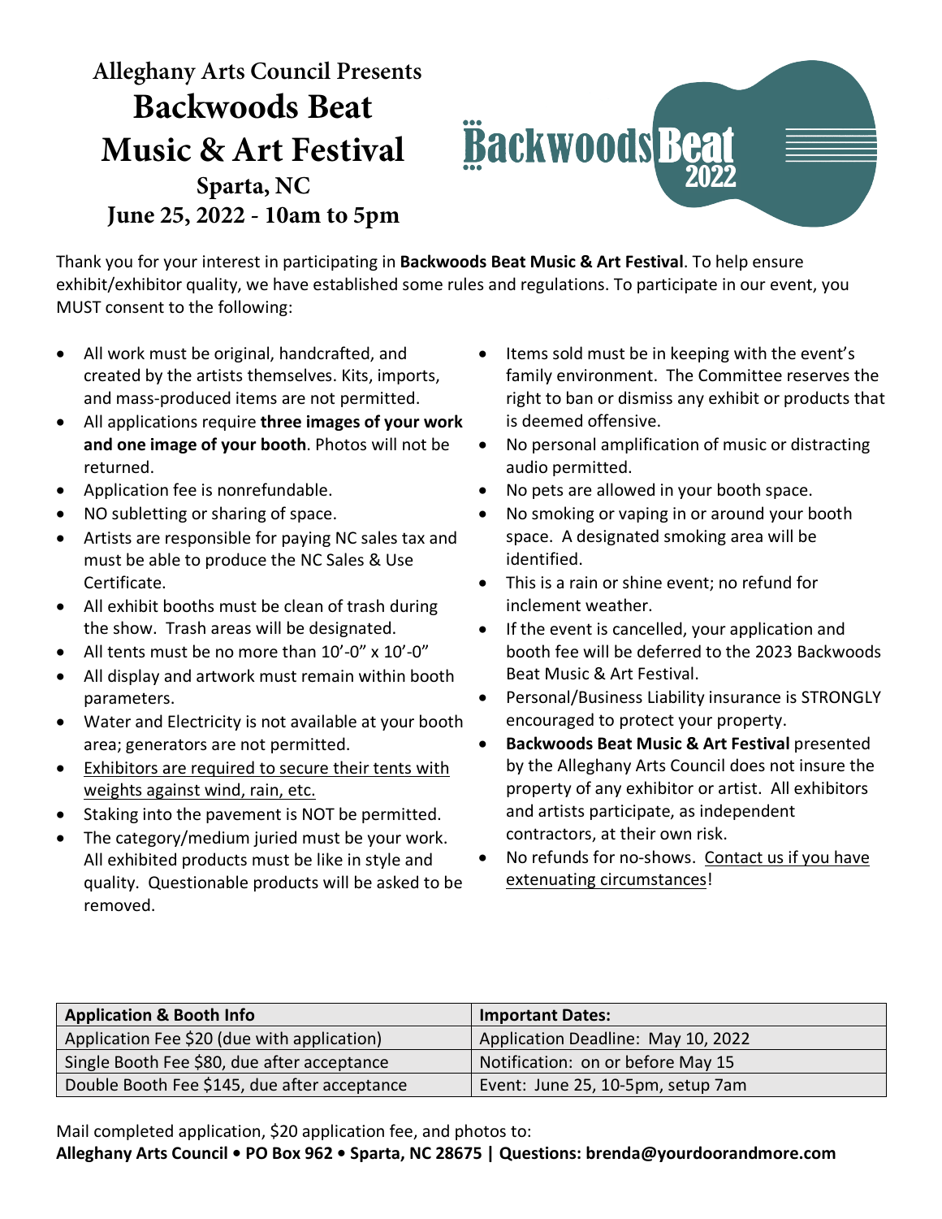# Alleghany Arts Council Presents

# Backwoods Beat Music & Art Festival

## Sparta, NC

## June 25, 2022 - 10am to 5pm

Backwoods Beat 2022

Thank you for your interest in participating in **Backwoods Beat Music & Art Festival**. To help ensure exhibit/exhibitor quality, we have established some rules and regulations. To participate in our event, you MUST consent to the following:

- All work must be original, handcrafted, and created by the artists themselves. Kits, imports, and mass-produced items are not permitted.
- All applications require **three images of your work and one image of your booth**. Photos will not be returned.
- Application fee is nonrefundable.
- NO subletting or sharing of space.
- Artists are responsible for paying NC sales tax and must be able to produce the NC Sales & Use Certificate.
- All exhibit booths must be clean of trash during the show. Trash areas will be designated.
- All tents must be no more than 10'-0" x 10'-0"
- All display and artwork must remain within booth parameters.
- Water and Electricity is not available at your booth area; generators are not permitted.
- Exhibitors are required to secure their tents with weights against wind, rain, etc.
- Staking into the pavement is NOT be permitted.
- The category/medium juried must be your work. All exhibited products must be like in style and quality. Questionable products will be asked to be removed.
- Items sold must be in keeping with the event's family environment. The Committee reserves the right to ban or dismiss any exhibit or products that is deemed offensive.
- No personal amplification of music or distracting audio permitted.
- No pets are allowed in your booth space.
- No smoking or vaping in or around your booth space. A designated smoking area will be identified.
- This is a rain or shine event; no refund for inclement weather.
- If the event is cancelled, your application and booth fee will be deferred to the 2023 Backwoods Beat Music & Art Festival.
- Personal/Business Liability insurance is STRONGLY encouraged to protect your property.
- **Backwoods Beat Music & Art Festival** presented by the Alleghany Arts Council does not insure the property of any exhibitor or artist. All exhibitors and artists participate, as independent contractors, at their own risk.
- No refunds for no-shows. Contact us if you have extenuating circumstances!

| **Application & Booth Info** | **Important Dates:** |
|---|---|
| Application Fee $20 (due with application) | Application Deadline: May 10, 2022 |
| Single Booth Fee $80, due after acceptance | Notification: on or before May 15 |
| Double Booth Fee $145, due after acceptance | Event: June 25, 10-5pm, setup 7am |

Mail completed application, $20 application fee, and photos to:

**Alleghany Arts Council • PO Box 962 • Sparta, NC 28675 | Questions: brenda@yourdoorandmore.com**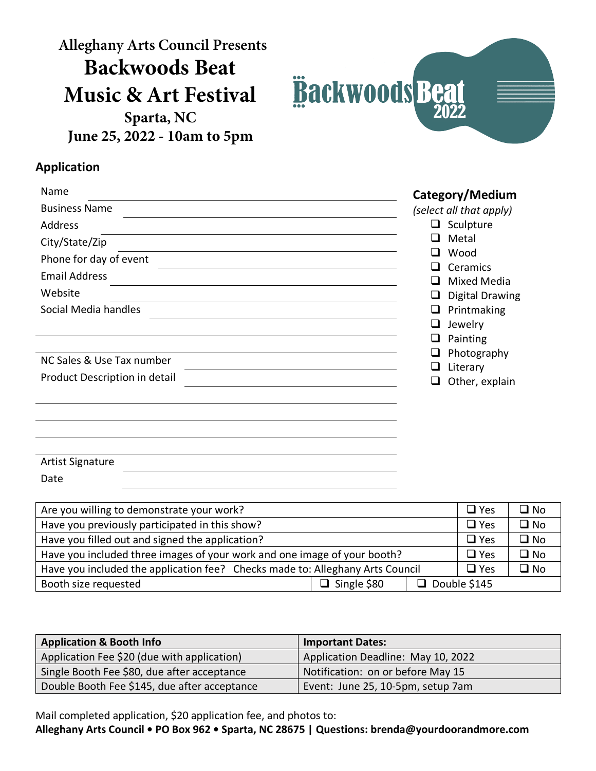Alleghany Arts Council Presents

# Backwoods Beat Music & Art Festival

**Sparta, NC**

**June 25, 2022 - 10am to 5pm**

Backwoods Beat 2022

## Application

Name ______________________________

Business Name ______________________________

Address ______________________________

City/State/Zip ______________________________

Phone for day of event ______________________________

Email Address ______________________________

Website ______________________________

Social Media handles ______________________________

______________________________

______________________________

NC Sales & Use Tax number ______________________________

Product Description in detail ______________________________

______________________________

______________________________

______________________________

______________________________

Artist Signature ______________________________

Date ______________________________

### Category/Medium

*(select all that apply)*

- ❑ Sculpture
- ❑ Metal
- ❑ Wood
- ❑ Ceramics
- ❑ Mixed Media
- ❑ Digital Drawing
- ❑ Printmaking
- ❑ Jewelry
- ❑ Painting
- ❑ Photography
- ❑ Literary
- ❑ Other, explain

| | | |
|---|---|---|
| Are you willing to demonstrate your work? | ❑ Yes | ❑ No |
| Have you previously participated in this show? | ❑ Yes | ❑ No |
| Have you filled out and signed the application? | ❑ Yes | ❑ No |
| Have you included three images of your work and one image of your booth? | ❑ Yes | ❑ No |
| Have you included the application fee? Checks made to: Alleghany Arts Council | ❑ Yes | ❑ No |
| Booth size requested | ❑ Single $80 | ❑ Double $145 |

| **Application & Booth Info** | **Important Dates:** |
|---|---|
| Application Fee $20 (due with application) | Application Deadline: May 10, 2022 |
| Single Booth Fee $80, due after acceptance | Notification: on or before May 15 |
| Double Booth Fee $145, due after acceptance | Event: June 25, 10-5pm, setup 7am |

Mail completed application, $20 application fee, and photos to:

**Alleghany Arts Council • PO Box 962 • Sparta, NC 28675 | Questions: brenda@yourdoorandmore.com**